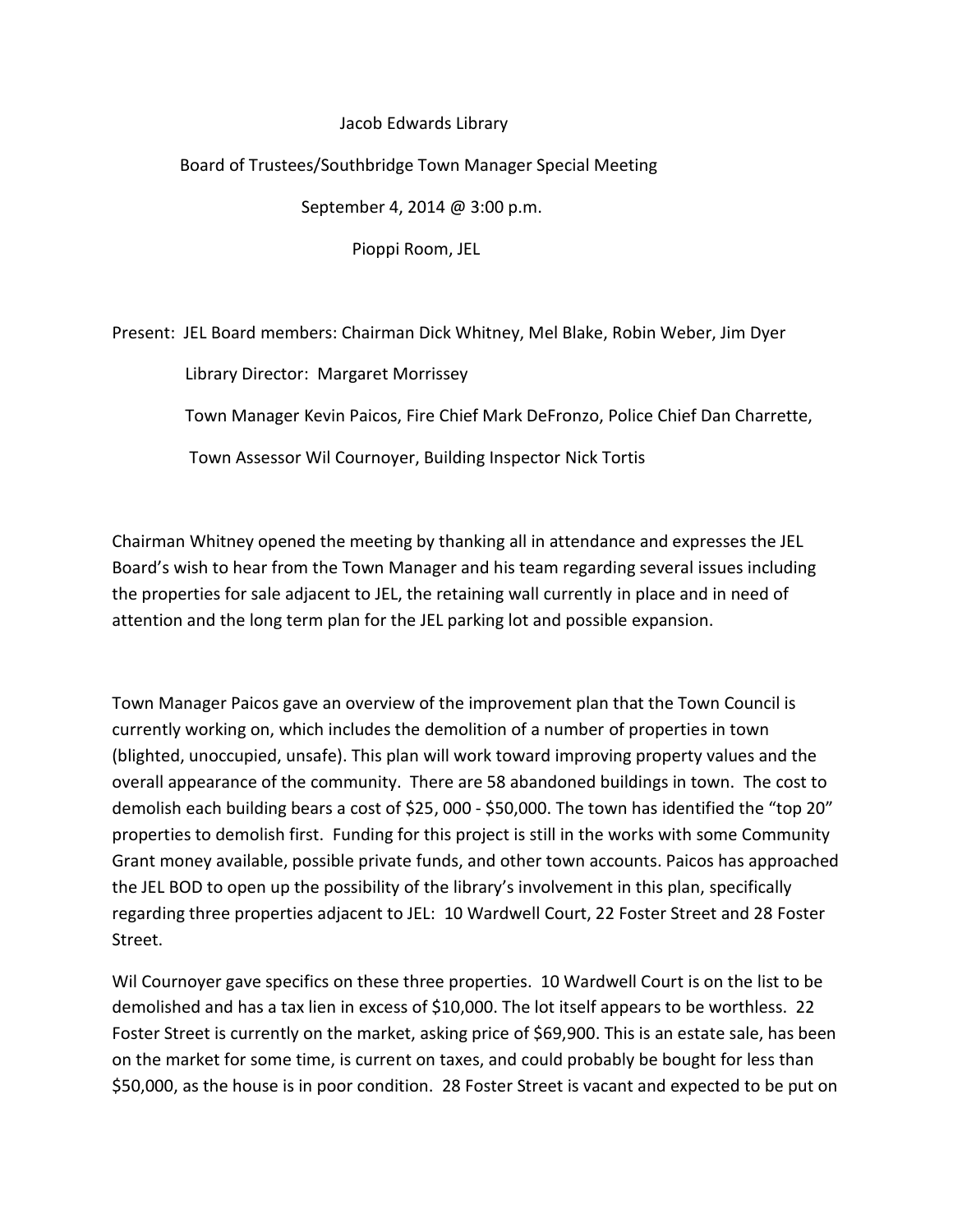Jacob Edwards Library

Board of Trustees/Southbridge Town Manager Special Meeting

September 4, 2014 @ 3:00 p.m.

Pioppi Room, JEL

Present: JEL Board members: Chairman Dick Whitney, Mel Blake, Robin Weber, Jim Dyer

Library Director: Margaret Morrissey

Town Manager Kevin Paicos, Fire Chief Mark DeFronzo, Police Chief Dan Charrette,

Town Assessor Wil Cournoyer, Building Inspector Nick Tortis

Chairman Whitney opened the meeting by thanking all in attendance and expresses the JEL Board's wish to hear from the Town Manager and his team regarding several issues including the properties for sale adjacent to JEL, the retaining wall currently in place and in need of attention and the long term plan for the JEL parking lot and possible expansion.

Town Manager Paicos gave an overview of the improvement plan that the Town Council is currently working on, which includes the demolition of a number of properties in town (blighted, unoccupied, unsafe). This plan will work toward improving property values and the overall appearance of the community. There are 58 abandoned buildings in town. The cost to demolish each building bears a cost of $25, 000 - $50,000. The town has identified the "top 20" properties to demolish first. Funding for this project is still in the works with some Community Grant money available, possible private funds, and other town accounts. Paicos has approached the JEL BOD to open up the possibility of the library's involvement in this plan, specifically regarding three properties adjacent to JEL: 10 Wardwell Court, 22 Foster Street and 28 Foster Street.

Wil Cournoyer gave specifics on these three properties. 10 Wardwell Court is on the list to be demolished and has a tax lien in excess of $10,000. The lot itself appears to be worthless. 22 Foster Street is currently on the market, asking price of $69,900. This is an estate sale, has been on the market for some time, is current on taxes, and could probably be bought for less than $50,000, as the house is in poor condition. 28 Foster Street is vacant and expected to be put on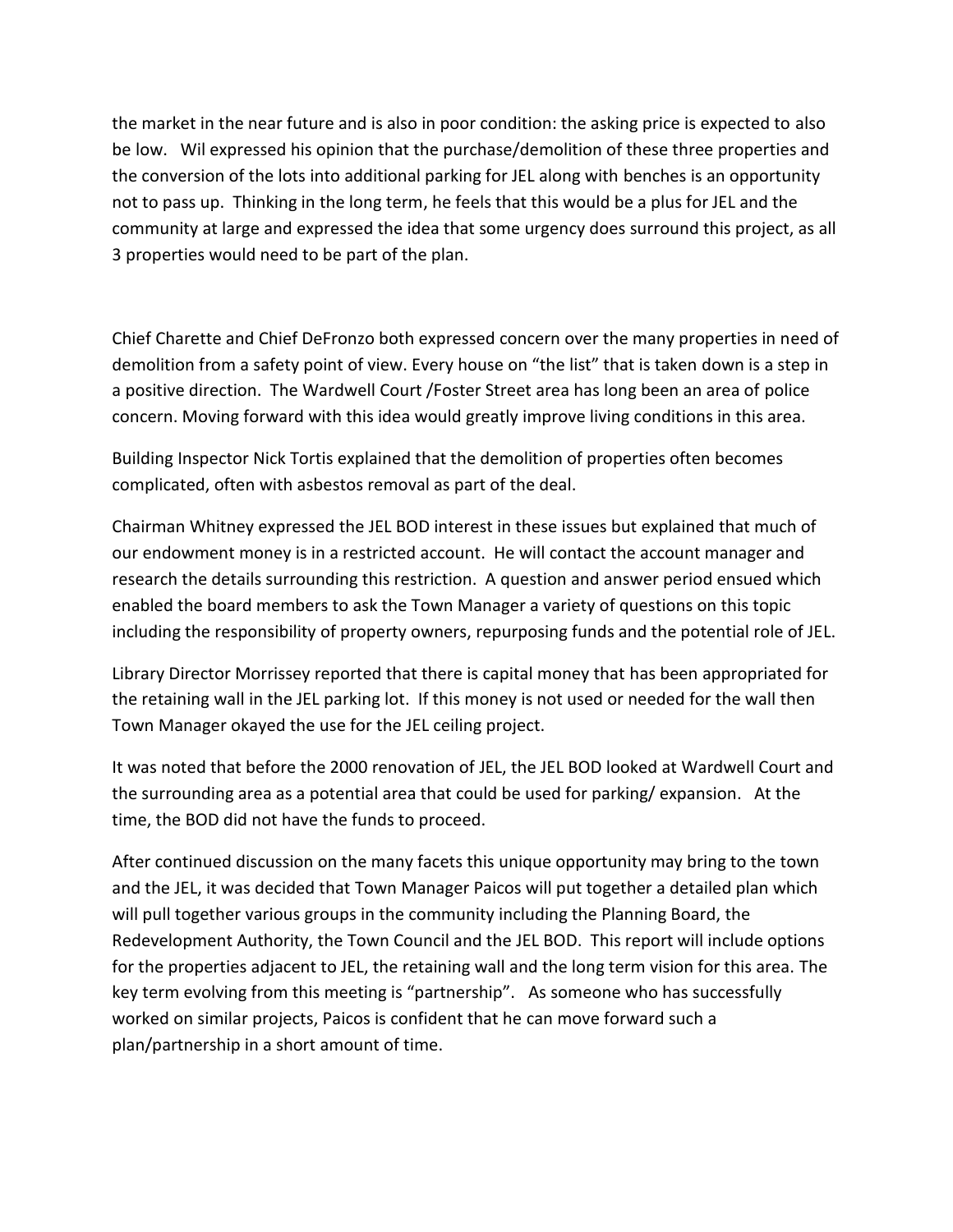the market in the near future and is also in poor condition: the asking price is expected to also be low. Wil expressed his opinion that the purchase/demolition of these three properties and the conversion of the lots into additional parking for JEL along with benches is an opportunity not to pass up. Thinking in the long term, he feels that this would be a plus for JEL and the community at large and expressed the idea that some urgency does surround this project, as all 3 properties would need to be part of the plan.

Chief Charette and Chief DeFronzo both expressed concern over the many properties in need of demolition from a safety point of view. Every house on "the list" that is taken down is a step in a positive direction. The Wardwell Court /Foster Street area has long been an area of police concern. Moving forward with this idea would greatly improve living conditions in this area.

Building Inspector Nick Tortis explained that the demolition of properties often becomes complicated, often with asbestos removal as part of the deal.

Chairman Whitney expressed the JEL BOD interest in these issues but explained that much of our endowment money is in a restricted account. He will contact the account manager and research the details surrounding this restriction. A question and answer period ensued which enabled the board members to ask the Town Manager a variety of questions on this topic including the responsibility of property owners, repurposing funds and the potential role of JEL.

Library Director Morrissey reported that there is capital money that has been appropriated for the retaining wall in the JEL parking lot. If this money is not used or needed for the wall then Town Manager okayed the use for the JEL ceiling project.

It was noted that before the 2000 renovation of JEL, the JEL BOD looked at Wardwell Court and the surrounding area as a potential area that could be used for parking/ expansion. At the time, the BOD did not have the funds to proceed.

After continued discussion on the many facets this unique opportunity may bring to the town and the JEL, it was decided that Town Manager Paicos will put together a detailed plan which will pull together various groups in the community including the Planning Board, the Redevelopment Authority, the Town Council and the JEL BOD. This report will include options for the properties adjacent to JEL, the retaining wall and the long term vision for this area. The key term evolving from this meeting is "partnership". As someone who has successfully worked on similar projects, Paicos is confident that he can move forward such a plan/partnership in a short amount of time.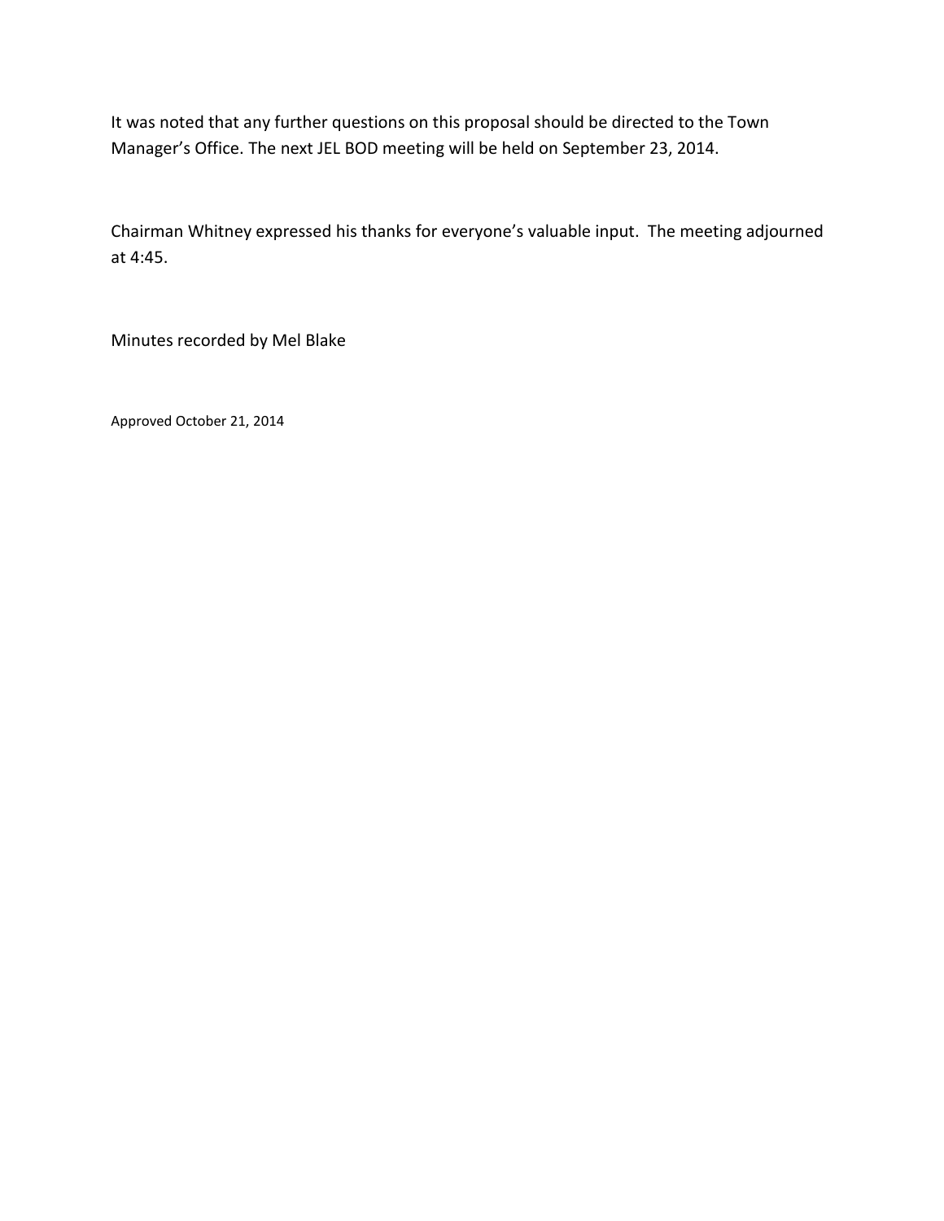It was noted that any further questions on this proposal should be directed to the Town Manager's Office. The next JEL BOD meeting will be held on September 23, 2014.

Chairman Whitney expressed his thanks for everyone's valuable input. The meeting adjourned at 4:45.

Minutes recorded by Mel Blake

Approved October 21, 2014